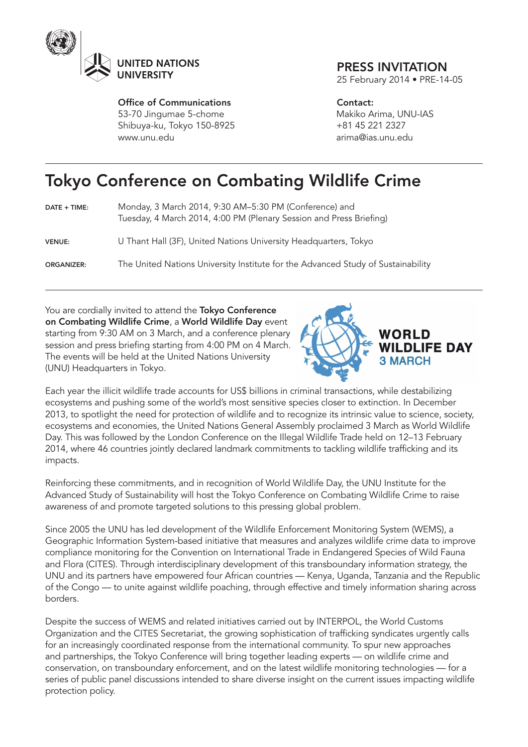UNITED NATIONS UNIVERSITY

**Office of Communications**
53-70 Jingumae 5-chome
Shibuya-ku, Tokyo 150-8925
www.unu.edu

**PRESS INVITATION**
25 February 2014 • PRE-14-05

**Contact:**
Makiko Arima, UNU-IAS
+81 45 221 2327
arima@ias.unu.edu

# Tokyo Conference on Combating Wildlife Crime

| | |
|---|---|
| **DATE + TIME:** | Monday, 3 March 2014, 9:30 AM–5:30 PM (Conference) and Tuesday, 4 March 2014, 4:00 PM (Plenary Session and Press Briefing) |
| **VENUE:** | U Thant Hall (3F), United Nations University Headquarters, Tokyo |
| **ORGANIZER:** | The United Nations University Institute for the Advanced Study of Sustainability |

You are cordially invited to attend the **Tokyo Conference on Combating Wildlife Crime**, a **World Wildlife Day** event starting from 9:30 AM on 3 March, and a conference plenary session and press briefing starting from 4:00 PM on 4 March. The events will be held at the United Nations University (UNU) Headquarters in Tokyo.

**WORLD WILDLIFE DAY**
**3 MARCH**

Each year the illicit wildlife trade accounts for US$ billions in criminal transactions, while destabilizing ecosystems and pushing some of the world's most sensitive species closer to extinction. In December 2013, to spotlight the need for protection of wildlife and to recognize its intrinsic value to science, society, ecosystems and economies, the United Nations General Assembly proclaimed 3 March as World Wildlife Day. This was followed by the London Conference on the Illegal Wildlife Trade held on 12–13 February 2014, where 46 countries jointly declared landmark commitments to tackling wildlife trafficking and its impacts.

Reinforcing these commitments, and in recognition of World Wildlife Day, the UNU Institute for the Advanced Study of Sustainability will host the Tokyo Conference on Combating Wildlife Crime to raise awareness of and promote targeted solutions to this pressing global problem.

Since 2005 the UNU has led development of the Wildlife Enforcement Monitoring System (WEMS), a Geographic Information System-based initiative that measures and analyzes wildlife crime data to improve compliance monitoring for the Convention on International Trade in Endangered Species of Wild Fauna and Flora (CITES). Through interdisciplinary development of this transboundary information strategy, the UNU and its partners have empowered four African countries — Kenya, Uganda, Tanzania and the Republic of the Congo — to unite against wildlife poaching, through effective and timely information sharing across borders.

Despite the success of WEMS and related initiatives carried out by INTERPOL, the World Customs Organization and the CITES Secretariat, the growing sophistication of trafficking syndicates urgently calls for an increasingly coordinated response from the international community. To spur new approaches and partnerships, the Tokyo Conference will bring together leading experts — on wildlife crime and conservation, on transboundary enforcement, and on the latest wildlife monitoring technologies — for a series of public panel discussions intended to share diverse insight on the current issues impacting wildlife protection policy.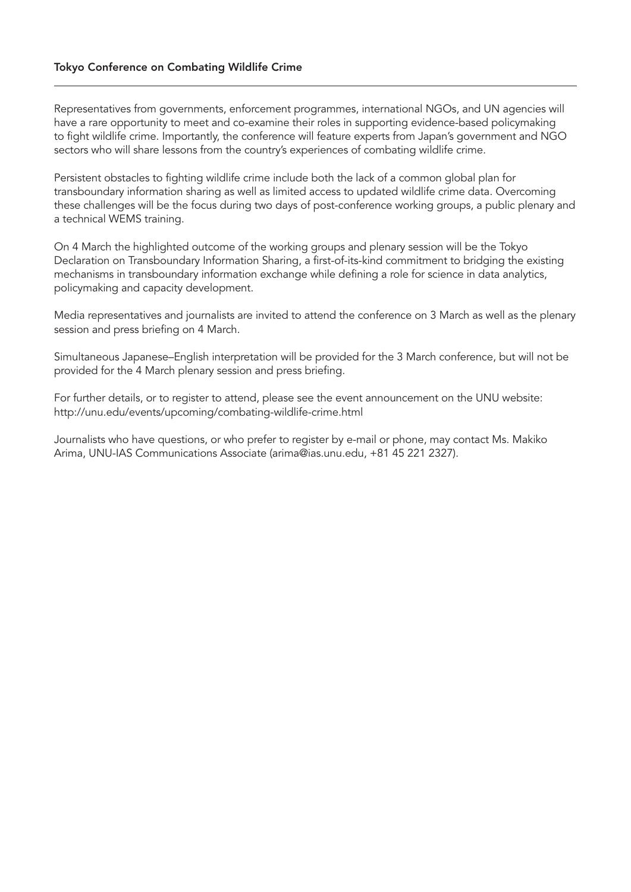### Tokyo Conference on Combating Wildlife Crime

Representatives from governments, enforcement programmes, international NGOs, and UN agencies will have a rare opportunity to meet and co-examine their roles in supporting evidence-based policymaking to fight wildlife crime. Importantly, the conference will feature experts from Japan's government and NGO sectors who will share lessons from the country's experiences of combating wildlife crime.

Persistent obstacles to fighting wildlife crime include both the lack of a common global plan for transboundary information sharing as well as limited access to updated wildlife crime data. Overcoming these challenges will be the focus during two days of post-conference working groups, a public plenary and a technical WEMS training.

On 4 March the highlighted outcome of the working groups and plenary session will be the Tokyo Declaration on Transboundary Information Sharing, a first-of-its-kind commitment to bridging the existing mechanisms in transboundary information exchange while defining a role for science in data analytics, policymaking and capacity development.

Media representatives and journalists are invited to attend the conference on 3 March as well as the plenary session and press briefing on 4 March.

Simultaneous Japanese–English interpretation will be provided for the 3 March conference, but will not be provided for the 4 March plenary session and press briefing.

For further details, or to register to attend, please see the event announcement on the UNU website: http://unu.edu/events/upcoming/combating-wildlife-crime.html

Journalists who have questions, or who prefer to register by e-mail or phone, may contact Ms. Makiko Arima, UNU-IAS Communications Associate (arima@ias.unu.edu, +81 45 221 2327).